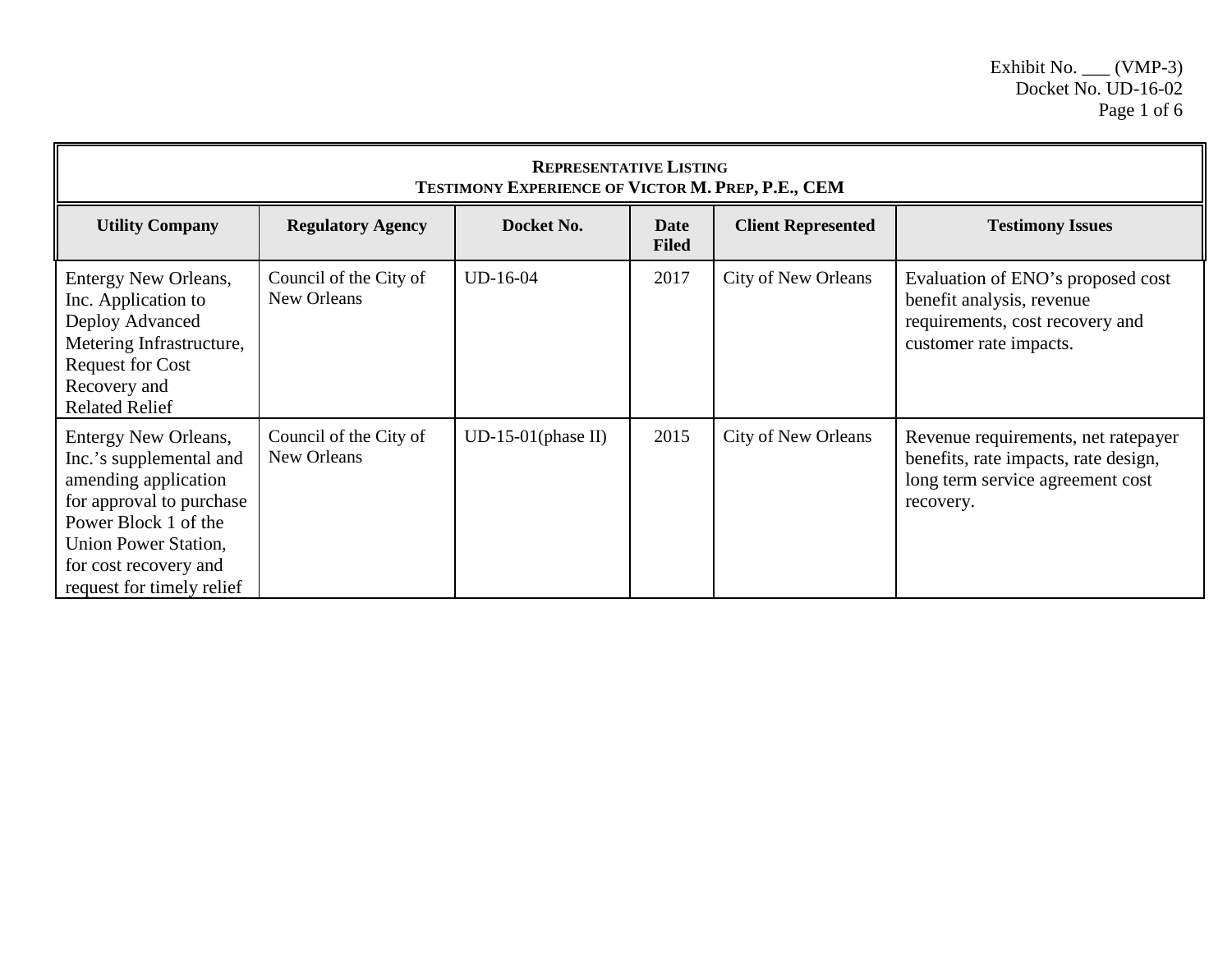Exhibit No. ___ (VMP-3)
Docket No. UD-16-02

| **Representative Listing<br>Testimony Experience of Victor M. Prep, P.E., CEM** | | | | | |
|---|---|---|---|---|---|
| **Utility Company** | **Regulatory Agency** | **Docket No.** | **Date Filed** | **Client Represented** | **Testimony Issues** |
| Entergy New Orleans, Inc. Application to Deploy Advanced Metering Infrastructure, Request for Cost Recovery and Related Relief | Council of the City of New Orleans | UD-16-04 | 2017 | City of New Orleans | Evaluation of ENO's proposed cost benefit analysis, revenue requirements, cost recovery and customer rate impacts. |
| Entergy New Orleans, Inc.'s supplemental and amending application for approval to purchase Power Block 1 of the Union Power Station, for cost recovery and request for timely relief | Council of the City of New Orleans | UD-15-01(phase II) | 2015 | City of New Orleans | Revenue requirements, net ratepayer benefits, rate impacts, rate design, long term service agreement cost recovery. |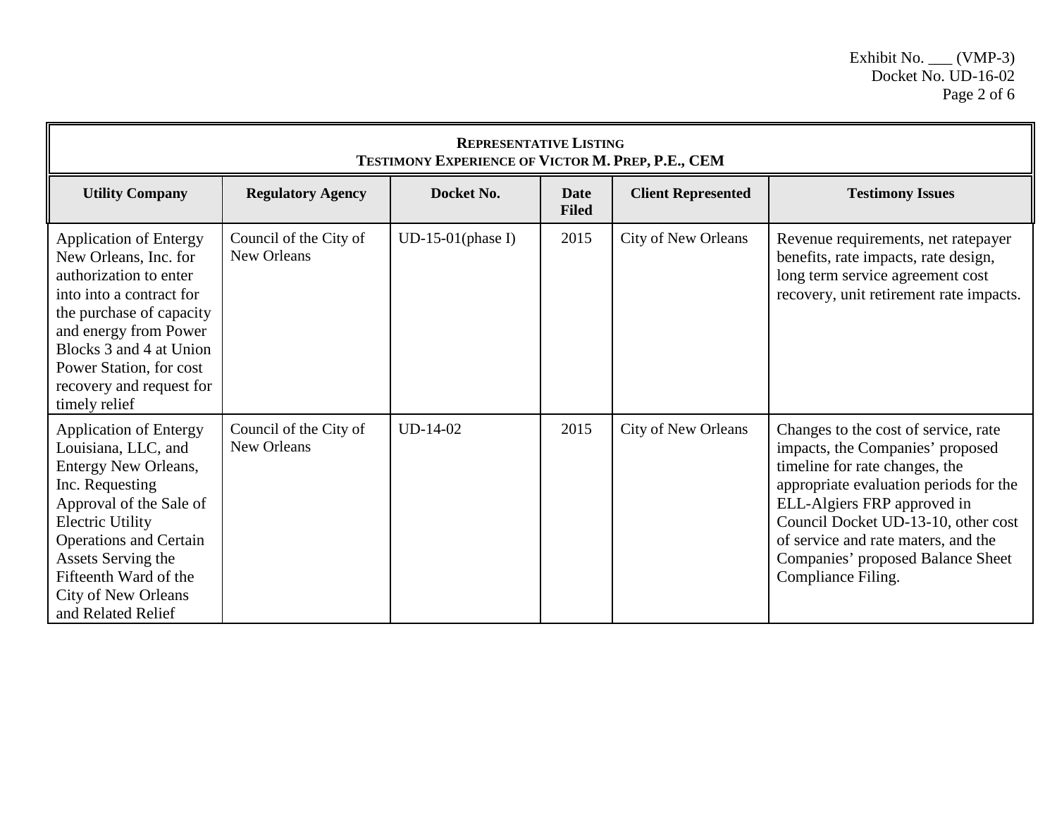Exhibit No. ___ (VMP-3)
Docket No. UD-16-02

| **REPRESENTATIVE LISTING**<br>**TESTIMONY EXPERIENCE OF VICTOR M. PREP, P.E., CEM** | | | | | |
|---|---|---|---|---|---|
| **Utility Company** | **Regulatory Agency** | **Docket No.** | **Date Filed** | **Client Represented** | **Testimony Issues** |
| Application of Entergy New Orleans, Inc. for authorization to enter into into a contract for the purchase of capacity and energy from Power Blocks 3 and 4 at Union Power Station, for cost recovery and request for timely relief | Council of the City of New Orleans | UD-15-01(phase I) | 2015 | City of New Orleans | Revenue requirements, net ratepayer benefits, rate impacts, rate design, long term service agreement cost recovery, unit retirement rate impacts. |
| Application of Entergy Louisiana, LLC, and Entergy New Orleans, Inc. Requesting Approval of the Sale of Electric Utility Operations and Certain Assets Serving the Fifteenth Ward of the City of New Orleans and Related Relief | Council of the City of New Orleans | UD-14-02 | 2015 | City of New Orleans | Changes to the cost of service, rate impacts, the Companies' proposed timeline for rate changes, the appropriate evaluation periods for the ELL-Algiers FRP approved in Council Docket UD-13-10, other cost of service and rate maters, and the Companies' proposed Balance Sheet Compliance Filing. |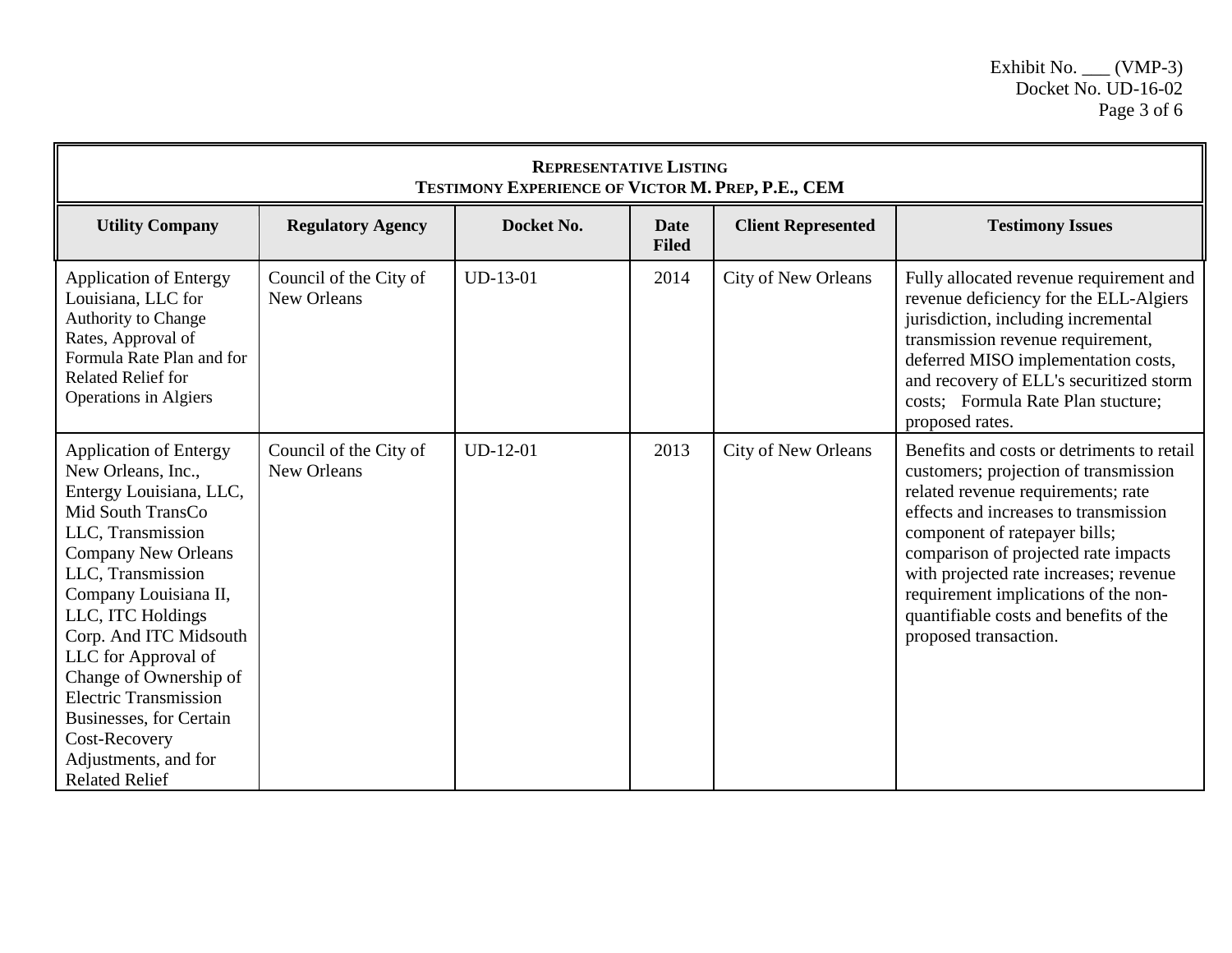Exhibit No. ___ (VMP-3)
Docket No. UD-16-02

**REPRESENTATIVE LISTING**
**TESTIMONY EXPERIENCE OF VICTOR M. PREP, P.E., CEM**

| Utility Company | Regulatory Agency | Docket No. | Date Filed | Client Represented | Testimony Issues |
|---|---|---|---|---|---|
| Application of Entergy Louisiana, LLC for Authority to Change Rates, Approval of Formula Rate Plan and for Related Relief for Operations in Algiers | Council of the City of New Orleans | UD-13-01 | 2014 | City of New Orleans | Fully allocated revenue requirement and revenue deficiency for the ELL-Algiers jurisdiction, including incremental transmission revenue requirement, deferred MISO implementation costs, and recovery of ELL's securitized storm costs; Formula Rate Plan stucture; proposed rates. |
| Application of Entergy New Orleans, Inc., Entergy Louisiana, LLC, Mid South TransCo LLC, Transmission Company New Orleans LLC, Transmission Company Louisiana II, LLC, ITC Holdings Corp. And ITC Midsouth LLC for Approval of Change of Ownership of Electric Transmission Businesses, for Certain Cost-Recovery Adjustments, and for Related Relief | Council of the City of New Orleans | UD-12-01 | 2013 | City of New Orleans | Benefits and costs or detriments to retail customers; projection of transmission related revenue requirements; rate effects and increases to transmission component of ratepayer bills; comparison of projected rate impacts with projected rate increases; revenue requirement implications of the non-quantifiable costs and benefits of the proposed transaction. |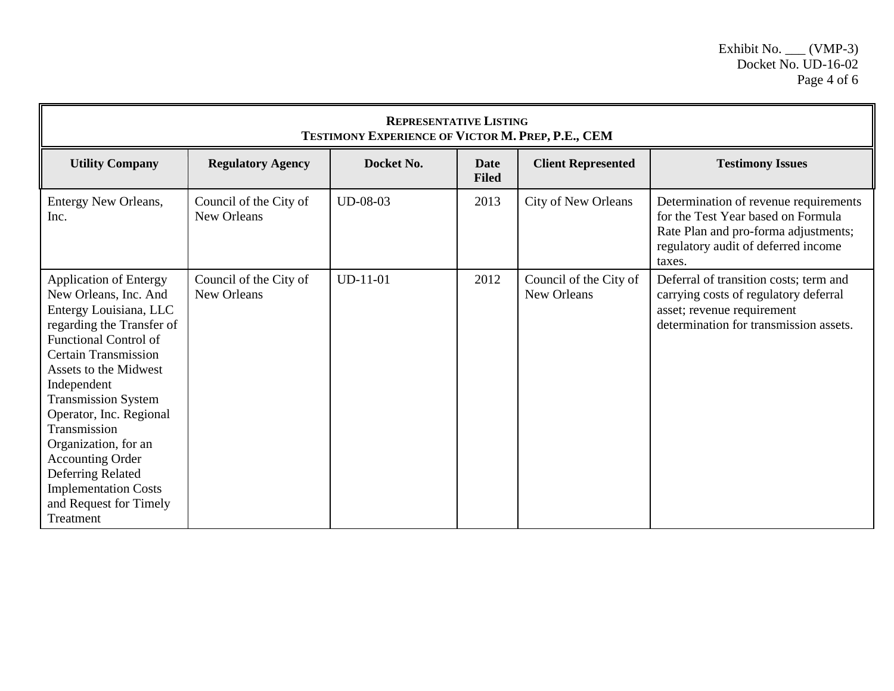| **Representative Listing Testimony Experience of Victor M. Prep, P.E., CEM** | | | | | |
|---|---|---|---|---|---|
| **Utility Company** | **Regulatory Agency** | **Docket No.** | **Date Filed** | **Client Represented** | **Testimony Issues** |
| Entergy New Orleans, Inc. | Council of the City of New Orleans | UD-08-03 | 2013 | City of New Orleans | Determination of revenue requirements for the Test Year based on Formula Rate Plan and pro-forma adjustments; regulatory audit of deferred income taxes. |
| Application of Entergy New Orleans, Inc. And Entergy Louisiana, LLC regarding the Transfer of Functional Control of Certain Transmission Assets to the Midwest Independent Transmission System Operator, Inc. Regional Transmission Organization, for an Accounting Order Deferring Related Implementation Costs and Request for Timely Treatment | Council of the City of New Orleans | UD-11-01 | 2012 | Council of the City of New Orleans | Deferral of transition costs; term and carrying costs of regulatory deferral asset; revenue requirement determination for transmission assets. |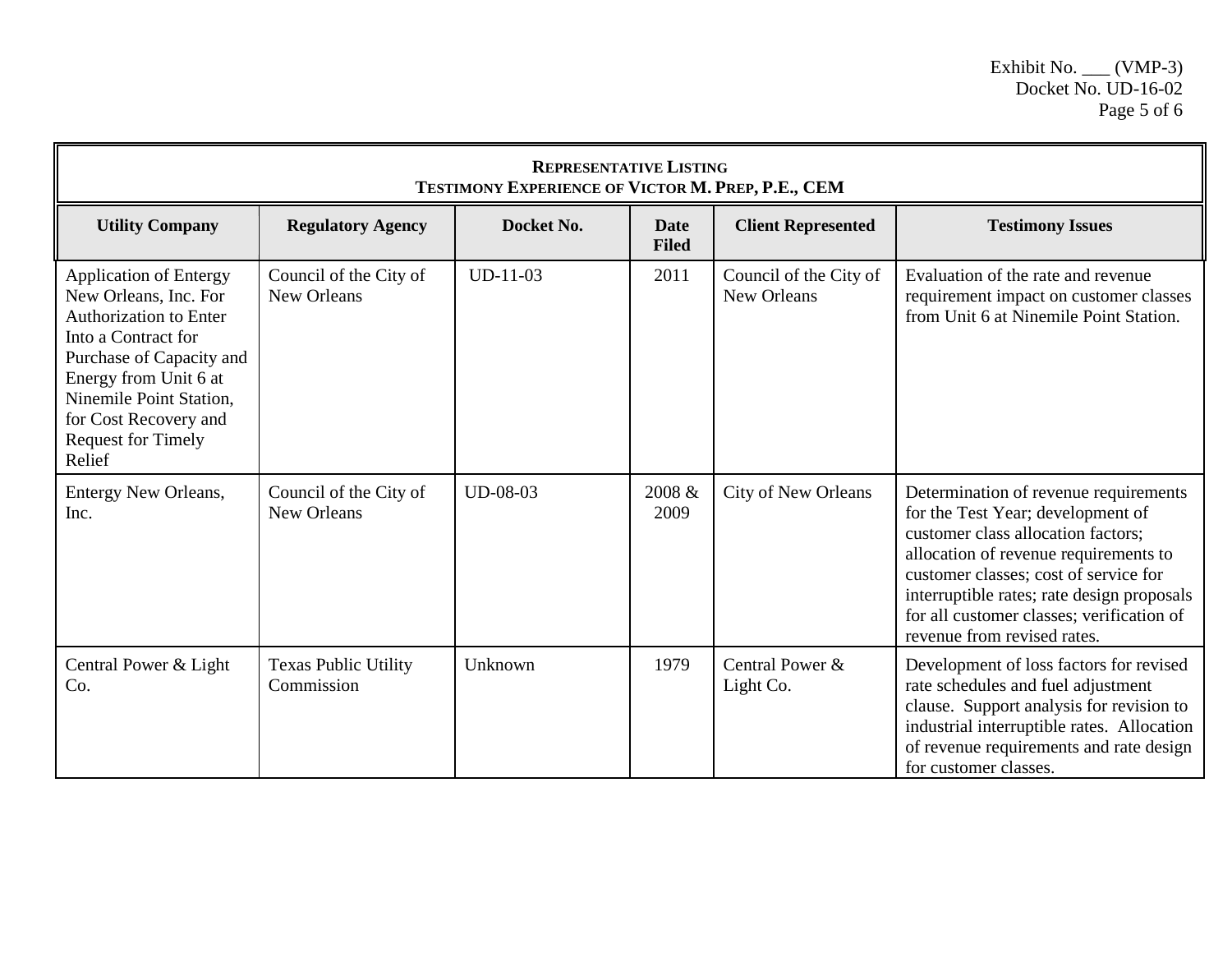Exhibit No. ___ (VMP-3)
Docket No. UD-16-02

**REPRESENTATIVE LISTING**
**TESTIMONY EXPERIENCE OF VICTOR M. PREP, P.E., CEM**

| Utility Company | Regulatory Agency | Docket No. | Date Filed | Client Represented | Testimony Issues |
|---|---|---|---|---|---|
| Application of Entergy New Orleans, Inc. For Authorization to Enter Into a Contract for Purchase of Capacity and Energy from Unit 6 at Ninemile Point Station, for Cost Recovery and Request for Timely Relief | Council of the City of New Orleans | UD-11-03 | 2011 | Council of the City of New Orleans | Evaluation of the rate and revenue requirement impact on customer classes from Unit 6 at Ninemile Point Station. |
| Entergy New Orleans, Inc. | Council of the City of New Orleans | UD-08-03 | 2008 & 2009 | City of New Orleans | Determination of revenue requirements for the Test Year; development of customer class allocation factors; allocation of revenue requirements to customer classes; cost of service for interruptible rates; rate design proposals for all customer classes; verification of revenue from revised rates. |
| Central Power & Light Co. | Texas Public Utility Commission | Unknown | 1979 | Central Power & Light Co. | Development of loss factors for revised rate schedules and fuel adjustment clause. Support analysis for revision to industrial interruptible rates. Allocation of revenue requirements and rate design for customer classes. |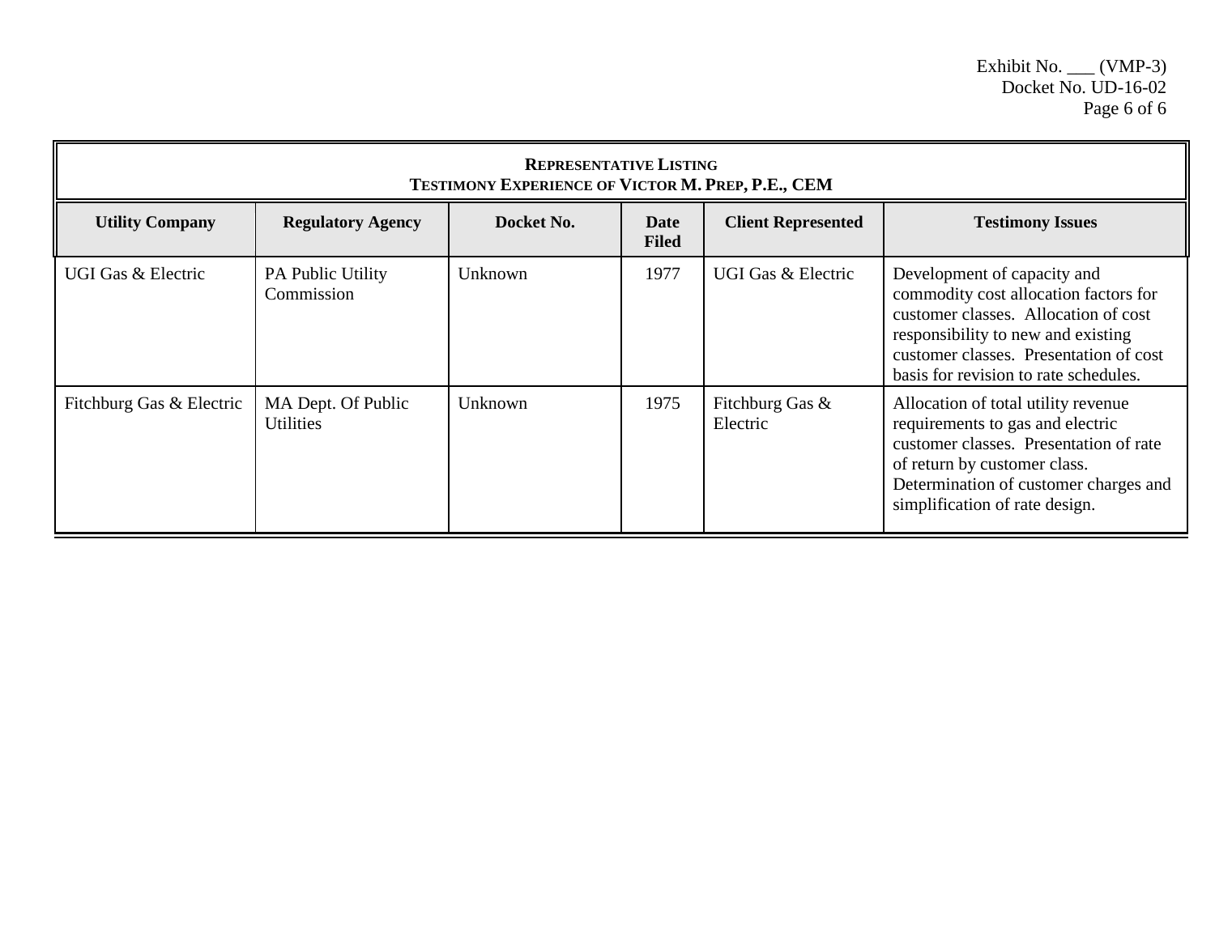**REPRESENTATIVE LISTING**
**TESTIMONY EXPERIENCE OF VICTOR M. PREP, P.E., CEM**

| Utility Company | Regulatory Agency | Docket No. | Date Filed | Client Represented | Testimony Issues |
|---|---|---|---|---|---|
| UGI Gas & Electric | PA Public Utility Commission | Unknown | 1977 | UGI Gas & Electric | Development of capacity and commodity cost allocation factors for customer classes. Allocation of cost responsibility to new and existing customer classes. Presentation of cost basis for revision to rate schedules. |
| Fitchburg Gas & Electric | MA Dept. Of Public Utilities | Unknown | 1975 | Fitchburg Gas & Electric | Allocation of total utility revenue requirements to gas and electric customer classes. Presentation of rate of return by customer class. Determination of customer charges and simplification of rate design. |